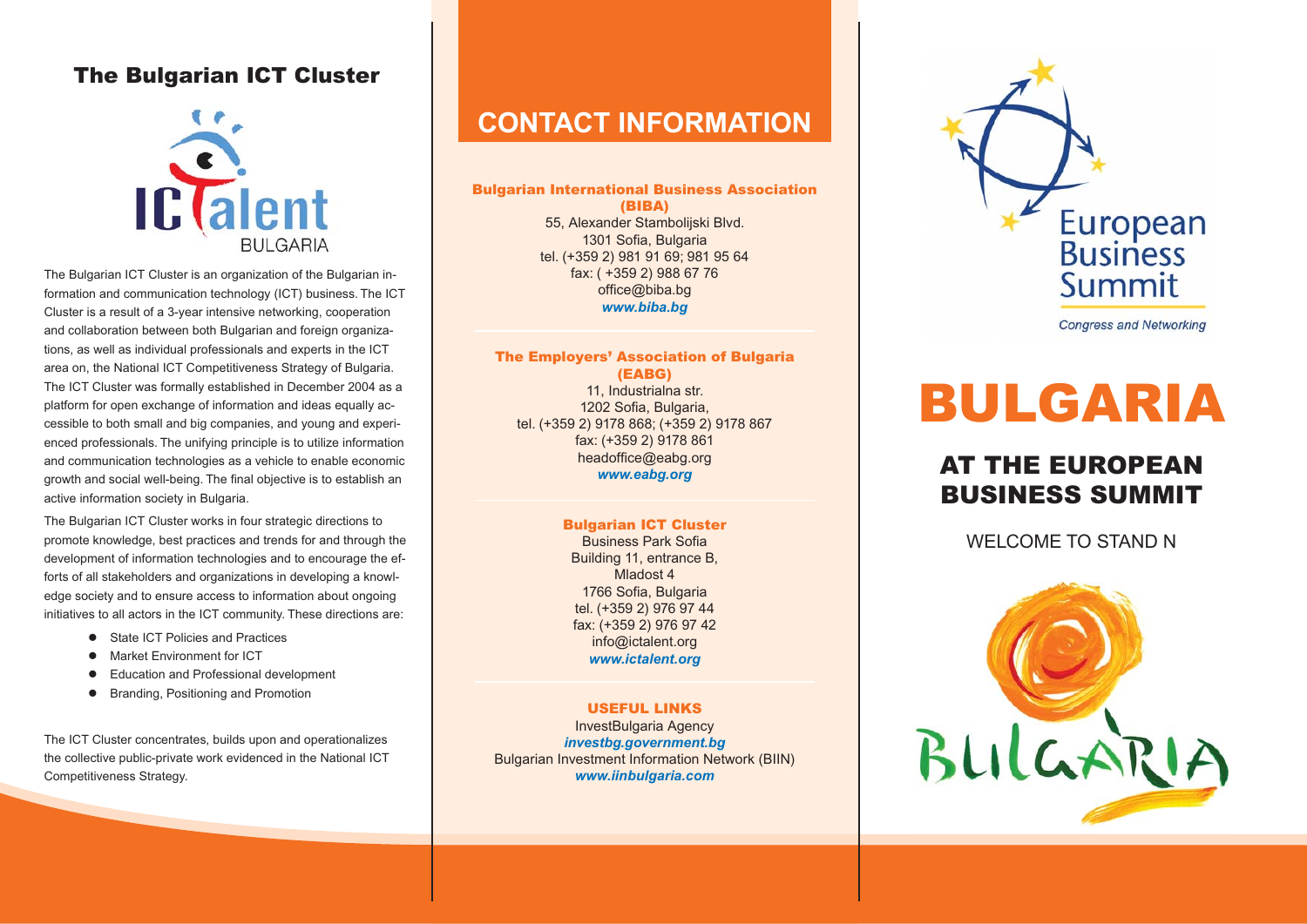## The Bulgarian ICT Cluster

ICTalent BULGARIA

The Bulgarian ICT Cluster is an organization of the Bulgarian information and communication technology (ICT) business. The ICT Cluster is a result of a 3-year intensive networking, cooperation and collaboration between both Bulgarian and foreign organizations, as well as individual professionals and experts in the ICT area on, the National ICT Competitiveness Strategy of Bulgaria. The ICT Cluster was formally established in December 2004 as a platform for open exchange of information and ideas equally accessible to both small and big companies, and young and experienced professionals. The unifying principle is to utilize information and communication technologies as a vehicle to enable economic growth and social well-being. The final objective is to establish an active information society in Bulgaria.

The Bulgarian ICT Cluster works in four strategic directions to promote knowledge, best practices and trends for and through the development of information technologies and to encourage the efforts of all stakeholders and organizations in developing a knowledge society and to ensure access to information about ongoing initiatives to all actors in the ICT community. These directions are:

- State ICT Policies and Practices
- Market Environment for ICT
- Education and Professional development
- Branding, Positioning and Promotion

The ICT Cluster concentrates, builds upon and operationalizes the collective public-private work evidenced in the National ICT Competitiveness Strategy.

## CONTACT INFORMATION

### Bulgarian International Business Association (BIBA)

55, Alexander Stambolijski Blvd.
1301 Sofia, Bulgaria
tel. (+359 2) 981 91 69; 981 95 64
fax: ( +359 2) 988 67 76
office@biba.bg
***www.biba.bg***

### The Employers' Association of Bulgaria (EABG)

11, Industrialna str.
1202 Sofia, Bulgaria,
tel. (+359 2) 9178 868; (+359 2) 9178 867
fax: (+359 2) 9178 861
headoffice@eabg.org
***www.eabg.org***

### Bulgarian ICT Cluster

Business Park Sofia
Building 11, entrance B,
Mladost 4
1766 Sofia, Bulgaria
tel. (+359 2) 976 97 44
fax: (+359 2) 976 97 42
info@ictalent.org
***www.ictalent.org***

### USEFUL LINKS

InvestBulgaria Agency
***investbg.government.bg***
Bulgarian Investment Information Network (BIIN)
***www.iinbulgaria.com***

European Business Summit
Congress and Networking

# BULGARIA

## AT THE EUROPEAN BUSINESS SUMMIT

WELCOME TO STAND N

BULGARIA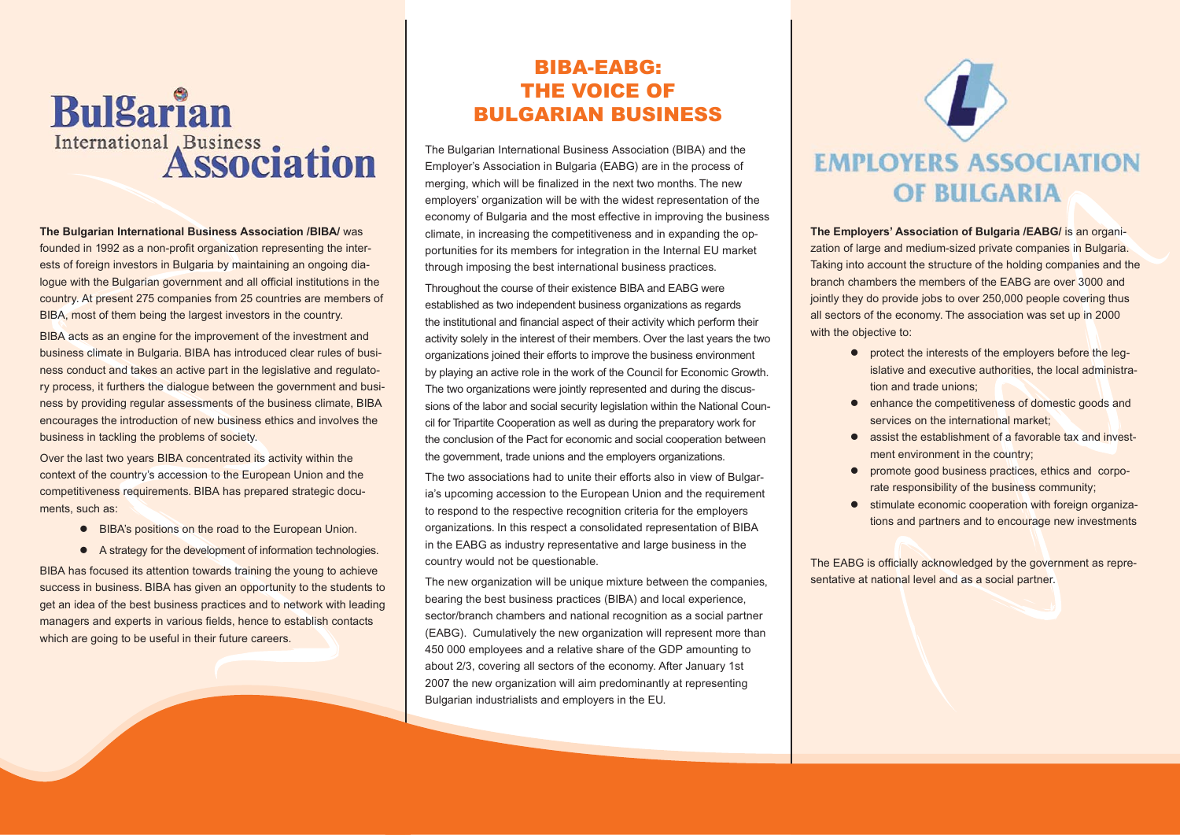# Bulgarian International Business Association

**The Bulgarian International Business Association /BIBA/** was founded in 1992 as a non-profit organization representing the interests of foreign investors in Bulgaria by maintaining an ongoing dialogue with the Bulgarian government and all official institutions in the country. At present 275 companies from 25 countries are members of BIBA, most of them being the largest investors in the country.

BIBA acts as an engine for the improvement of the investment and business climate in Bulgaria. BIBA has introduced clear rules of business conduct and takes an active part in the legislative and regulatory process, it furthers the dialogue between the government and business by providing regular assessments of the business climate, BIBA encourages the introduction of new business ethics and involves the business in tackling the problems of society.

Over the last two years BIBA concentrated its activity within the context of the country's accession to the European Union and the competitiveness requirements. BIBA has prepared strategic documents, such as:

- BIBA's positions on the road to the European Union.
- A strategy for the development of information technologies.

BIBA has focused its attention towards training the young to achieve success in business. BIBA has given an opportunity to the students to get an idea of the best business practices and to network with leading managers and experts in various fields, hence to establish contacts which are going to be useful in their future careers.

# BIBA-EABG: THE VOICE OF BULGARIAN BUSINESS

The Bulgarian International Business Association (BIBA) and the Employer's Association in Bulgaria (EABG) are in the process of merging, which will be finalized in the next two months. The new employers' organization will be with the widest representation of the economy of Bulgaria and the most effective in improving the business climate, in increasing the competitiveness and in expanding the opportunities for its members for integration in the Internal EU market through imposing the best international business practices.

Throughout the course of their existence BIBA and EABG were established as two independent business organizations as regards the institutional and financial aspect of their activity which perform their activity solely in the interest of their members. Over the last years the two organizations joined their efforts to improve the business environment by playing an active role in the work of the Council for Economic Growth. The two organizations were jointly represented and during the discussions of the labor and social security legislation within the National Council for Tripartite Cooperation as well as during the preparatory work for the conclusion of the Pact for economic and social cooperation between the government, trade unions and the employers organizations.

The two associations had to unite their efforts also in view of Bulgaria's upcoming accession to the European Union and the requirement to respond to the respective recognition criteria for the employers organizations. In this respect a consolidated representation of BIBA in the EABG as industry representative and large business in the country would not be questionable.

The new organization will be unique mixture between the companies, bearing the best business practices (BIBA) and local experience, sector/branch chambers and national recognition as a social partner (EABG). Cumulatively the new organization will represent more than 450 000 employees and a relative share of the GDP amounting to about 2/3, covering all sectors of the economy. After January 1st 2007 the new organization will aim predominantly at representing Bulgarian industrialists and employers in the EU.

# EMPLOYERS ASSOCIATION OF BULGARIA

**The Employers' Association of Bulgaria /EABG/** is an organization of large and medium-sized private companies in Bulgaria. Taking into account the structure of the holding companies and the branch chambers the members of the EABG are over 3000 and jointly they do provide jobs to over 250,000 people covering thus all sectors of the economy. The association was set up in 2000 with the objective to:

- protect the interests of the employers before the legislative and executive authorities, the local administration and trade unions;
- enhance the competitiveness of domestic goods and services on the international market;
- assist the establishment of a favorable tax and investment environment in the country;
- promote good business practices, ethics and corporate responsibility of the business community;
- stimulate economic cooperation with foreign organizations and partners and to encourage new investments

The EABG is officially acknowledged by the government as representative at national level and as a social partner.